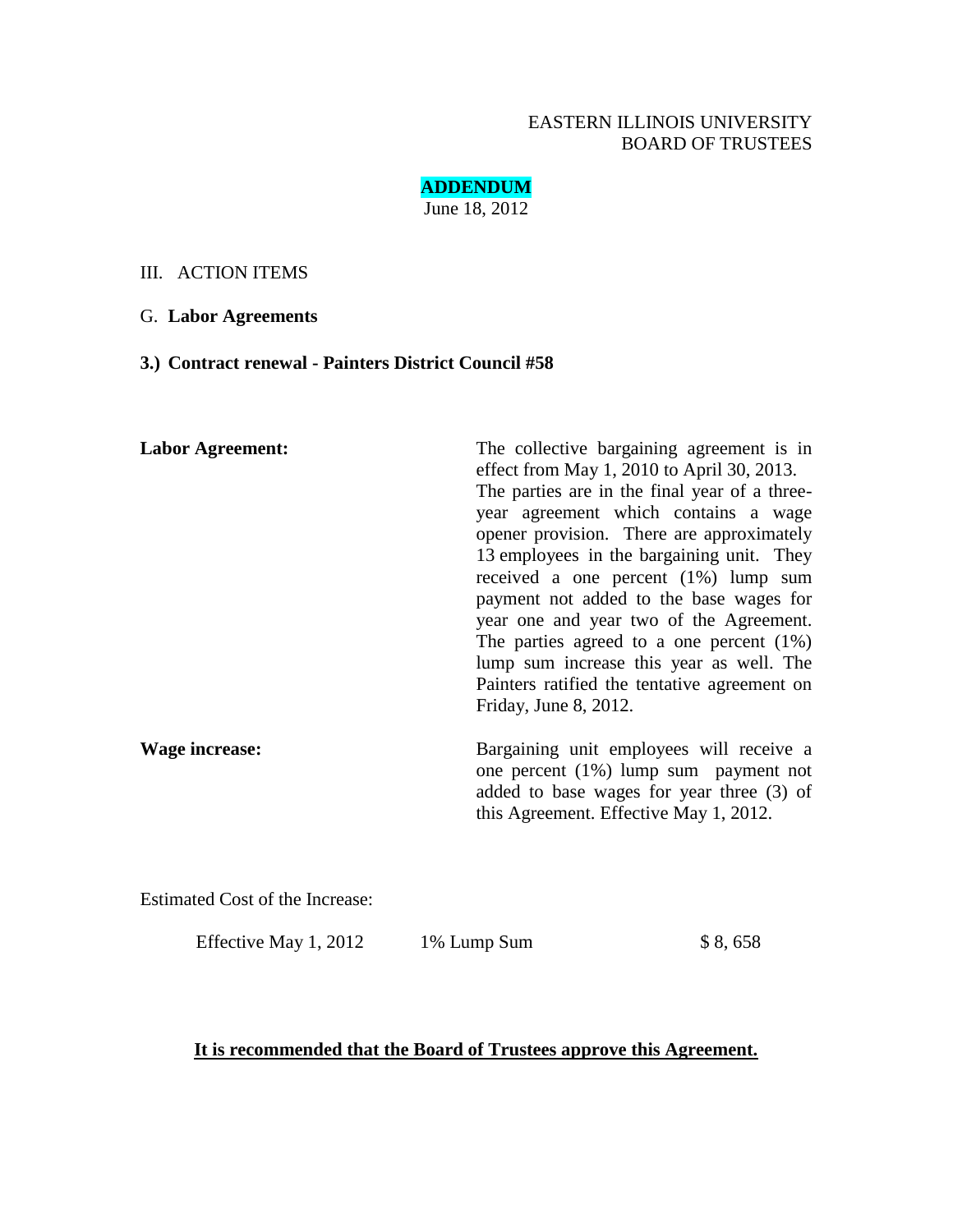EASTERN ILLINOIS UNIVERSITY
BOARD OF TRUSTEES

**ADDENDUM**
June 18, 2012

III. ACTION ITEMS

G. **Labor Agreements**

**3.) Contract renewal - Painters District Council #58**

**Labor Agreement:** The collective bargaining agreement is in effect from May 1, 2010 to April 30, 2013. The parties are in the final year of a three-year agreement which contains a wage opener provision. There are approximately 13 employees in the bargaining unit. They received a one percent (1%) lump sum payment not added to the base wages for year one and year two of the Agreement. The parties agreed to a one percent (1%) lump sum increase this year as well. The Painters ratified the tentative agreement on Friday, June 8, 2012.

**Wage increase:** Bargaining unit employees will receive a one percent (1%) lump sum payment not added to base wages for year three (3) of this Agreement. Effective May 1, 2012.

Estimated Cost of the Increase:

| | | |
|---|---|---|
| Effective May 1, 2012 | 1% Lump Sum | $ 8, 658 |

**<u>It is recommended that the Board of Trustees approve this Agreement.</u>**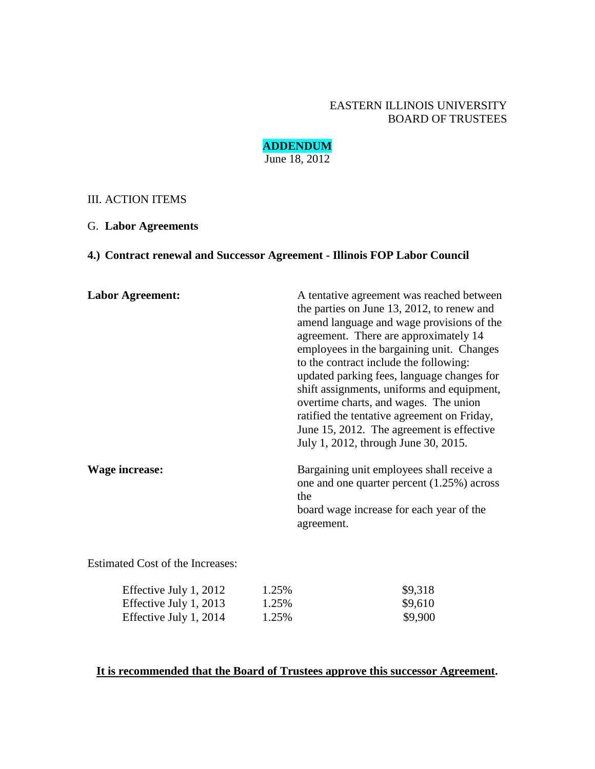EASTERN ILLINOIS UNIVERSITY
BOARD OF TRUSTEES

**ADDENDUM**
June 18, 2012

III. ACTION ITEMS

G. **Labor Agreements**

**4.) Contract renewal and Successor Agreement - Illinois FOP Labor Council**

**Labor Agreement:** A tentative agreement was reached between the parties on June 13, 2012, to renew and amend language and wage provisions of the agreement. There are approximately 14 employees in the bargaining unit. Changes to the contract include the following: updated parking fees, language changes for shift assignments, uniforms and equipment, overtime charts, and wages. The union ratified the tentative agreement on Friday, June 15, 2012. The agreement is effective July 1, 2012, through June 30, 2015.

**Wage increase:** Bargaining unit employees shall receive a one and one quarter percent (1.25%) across the board wage increase for each year of the agreement.

Estimated Cost of the Increases:

| | | |
|---|---|---|
| Effective July 1, 2012 | 1.25% | $9,318 |
| Effective July 1, 2013 | 1.25% | $9,610 |
| Effective July 1, 2014 | 1.25% | $9,900 |

**<u>It is recommended that the Board of Trustees approve this successor Agreement</u>.**